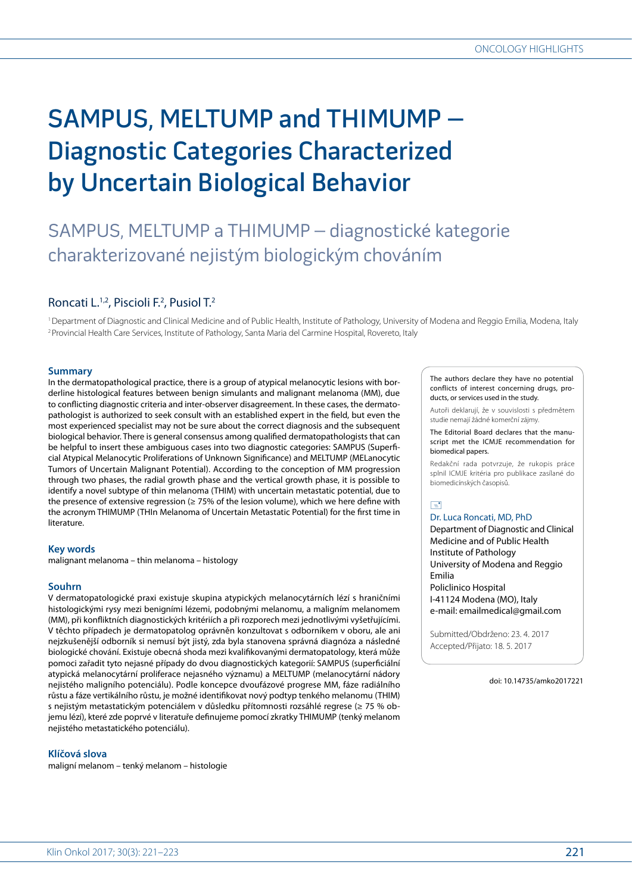# SAMPUS, MELTUMP and THIMUMP – Diagnostic Categories Characterized by Uncertain Biological Behavior

## SAMPUS, MELTUMP a THIMUMP – diagnostické kategorie charakterizované nejistým biologickým chováním

Roncati L.[1,2], Piscioli F.[2], Pusiol T.[2]

[1] Department of Diagnostic and Clinical Medicine and of Public Health, Institute of Pathology, University of Modena and Reggio Emilia, Modena, Italy
[2] Provincial Health Care Services, Institute of Pathology, Santa Maria del Carmine Hospital, Rovereto, Italy

### Summary

In the dermatopathological practice, there is a group of atypical melanocytic lesions with borderline histological features between benign simulants and malignant melanoma (MM), due to conflicting diagnostic criteria and inter-observer disagreement. In these cases, the dermatopathologist is authorized to seek consult with an established expert in the field, but even the most experienced specialist may not be sure about the correct diagnosis and the subsequent biological behavior. There is general consensus among qualified dermatopathologists that can be helpful to insert these ambiguous cases into two diagnostic categories: SAMPUS (Superficial Atypical Melanocytic Proliferations of Unknown Significance) and MELTUMP (MELanocytic Tumors of Uncertain Malignant Potential). According to the conception of MM progression through two phases, the radial growth phase and the vertical growth phase, it is possible to identify a novel subtype of thin melanoma (THIM) with uncertain metastatic potential, due to the presence of extensive regression (≥ 75% of the lesion volume), which we here define with the acronym THIMUMP (THIn Melanoma of Uncertain Metastatic Potential) for the first time in literature.

### Key words

malignant melanoma – thin melanoma – histology

### Souhrn

V dermatopatologické praxi existuje skupina atypických melanocytárních lézí s hraničními histologickými rysy mezi benigními lézemi, podobnými melanomu, a maligním melanomem (MM), při konfliktních diagnostických kritériích a při rozporech mezi jednotlivými vyšetřujícími. V těchto případech je dermatopatolog oprávněn konzultovat s odborníkem v oboru, ale ani nejzkušenější odborník si nemusí být jistý, zda byla stanovena správná diagnóza a následné biologické chování. Existuje obecná shoda mezi kvalifikovanými dermatopatology, která může pomoci zařadit tyto nejasné případy do dvou diagnostických kategorií: SAMPUS (superficiální atypická melanocytární proliferace nejasného významu) a MELTUMP (melanocytární nádory nejistého maligního potenciálu). Podle koncepce dvoufázové progrese MM, fáze radiálního růstu a fáze vertikálního růstu, je možné identifikovat nový podtyp tenkého melanomu (THIM) s nejistým metastatickým potenciálem v důsledku přítomnosti rozsáhlé regrese (≥ 75 % objemu lézí), které zde poprvé v literatuře definujeme pomocí zkratky THIMUMP (tenký melanom nejistého metastatického potenciálu).

### Klíčová slova

maligní melanom – tenký melanom – histologie

The authors declare they have no potential conflicts of interest concerning drugs, products, or services used in the study.

Autoři deklarují, že v souvislosti s předmětem studie nemají žádné komerční zájmy.

The Editorial Board declares that the manuscript met the ICMJE recommendation for biomedical papers.

Redakční rada potvrzuje, že rukopis práce splnil ICMJE kritéria pro publikace zasílané do biomedicínských časopisů.

Dr. Luca Roncati, MD, PhD
Department of Diagnostic and Clinical Medicine and of Public Health
Institute of Pathology
University of Modena and Reggio Emilia
Policlinico Hospital
I-41124 Modena (MO), Italy
e-mail: emailmedical@gmail.com

Submitted/Obdrženo: 23. 4. 2017
Accepted/Přijato: 18. 5. 2017

doi: 10.14735/amko2017221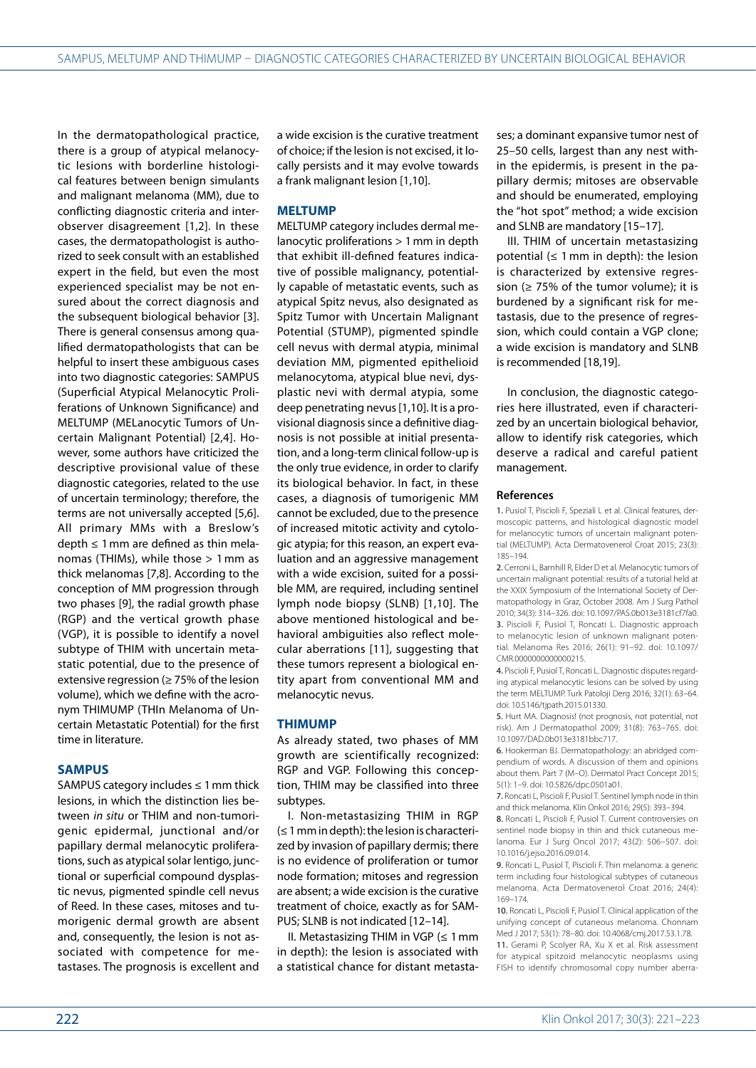In the dermatopathological practice, there is a group of atypical melanocytic lesions with borderline histological features between benign simulants and malignant melanoma (MM), due to conflicting diagnostic criteria and interobserver disagreement [1,2]. In these cases, the dermatopathologist is authorized to seek consult with an established expert in the field, but even the most experienced specialist may be not ensured about the correct diagnosis and the subsequent biological behavior [3]. There is general consensus among qualified dermatopathologists that can be helpful to insert these ambiguous cases into two diagnostic categories: SAMPUS (Superficial Atypical Melanocytic Proliferations of Unknown Significance) and MELTUMP (MELanocytic Tumors of Uncertain Malignant Potential) [2,4]. However, some authors have criticized the descriptive provisional value of these diagnostic categories, related to the use of uncertain terminology; therefore, the terms are not universally accepted [5,6]. All primary MMs with a Breslow's depth ≤ 1 mm are defined as thin melanomas (THIMs), while those > 1 mm as thick melanomas [7,8]. According to the conception of MM progression through two phases [9], the radial growth phase (RGP) and the vertical growth phase (VGP), it is possible to identify a novel subtype of THIM with uncertain metastatic potential, due to the presence of extensive regression (≥ 75% of the lesion volume), which we define with the acronym THIMUMP (THIn Melanoma of Uncertain Metastatic Potential) for the first time in literature.

## SAMPUS

SAMPUS category includes ≤ 1 mm thick lesions, in which the distinction lies between *in situ* or THIM and non-tumorigenic epidermal, junctional and/or papillary dermal melanocytic proliferations, such as atypical solar lentigo, junctional or superficial compound dysplastic nevus, pigmented spindle cell nevus of Reed. In these cases, mitoses and tumorigenic dermal growth are absent and, consequently, the lesion is not associated with competence for metastases. The prognosis is excellent and a wide excision is the curative treatment of choice; if the lesion is not excised, it locally persists and it may evolve towards a frank malignant lesion [1,10].

## MELTUMP

MELTUMP category includes dermal melanocytic proliferations > 1 mm in depth that exhibit ill-defined features indicative of possible malignancy, potentially capable of metastatic events, such as atypical Spitz nevus, also designated as Spitz Tumor with Uncertain Malignant Potential (STUMP), pigmented spindle cell nevus with dermal atypia, minimal deviation MM, pigmented epithelioid melanocytoma, atypical blue nevi, dysplastic nevi with dermal atypia, some deep penetrating nevus [1,10]. It is a provisional diagnosis since a definitive diagnosis is not possible at initial presentation, and a long-term clinical follow-up is the only true evidence, in order to clarify its biological behavior. In fact, in these cases, a diagnosis of tumorigenic MM cannot be excluded, due to the presence of increased mitotic activity and cytologic atypia; for this reason, an expert evaluation and an aggressive management with a wide excision, suited for a possible MM, are required, including sentinel lymph node biopsy (SLNB) [1,10]. The above mentioned histological and behavioral ambiguities also reflect molecular aberrations [11], suggesting that these tumors represent a biological entity apart from conventional MM and melanocytic nevus.

## THIMUMP

As already stated, two phases of MM growth are scientifically recognized: RGP and VGP. Following this conception, THIM may be classified into three subtypes.

I. Non-metastasizing THIM in RGP (≤ 1 mm in depth): the lesion is characterized by invasion of papillary dermis; there is no evidence of proliferation or tumor node formation; mitoses and regression are absent; a wide excision is the curative treatment of choice, exactly as for SAMPUS; SLNB is not indicated [12–14].

II. Metastasizing THIM in VGP (≤ 1 mm in depth): the lesion is associated with a statistical chance for distant metastases; a dominant expansive tumor nest of 25–50 cells, largest than any nest within the epidermis, is present in the papillary dermis; mitoses are observable and should be enumerated, employing the "hot spot" method; a wide excision and SLNB are mandatory [15–17].

III. THIM of uncertain metastasizing potential (≤ 1 mm in depth): the lesion is characterized by extensive regression (≥ 75% of the tumor volume); it is burdened by a significant risk for metastasis, due to the presence of regression, which could contain a VGP clone; a wide excision is mandatory and SLNB is recommended [18,19].

In conclusion, the diagnostic categories here illustrated, even if characterized by an uncertain biological behavior, allow to identify risk categories, which deserve a radical and careful patient management.

## References

1. Pusiol T, Piscioli F, Speziali L et al. Clinical features, dermoscopic patterns, and histological diagnostic model for melanocytic tumors of uncertain malignant potential (MELTUMP). Acta Dermatovenerol Croat 2015; 23(3): 185–194.
2. Cerroni L, Barnhill R, Elder D et al. Melanocytic tumors of uncertain malignant potential: results of a tutorial held at the XXIX Symposium of the International Society of Dermatopathology in Graz, October 2008. Am J Surg Pathol 2010; 34(3): 314–326. doi: 10.1097/PAS.0b013e3181cf7fa0.
3. Piscioli F, Pusiol T, Roncati L. Diagnostic approach to melanocytic lesion of unknown malignant potential. Melanoma Res 2016; 26(1): 91–92. doi: 10.1097/CMR.0000000000000215.
4. Piscioli F, Pusiol T, Roncati L. Diagnostic disputes regarding atypical melanocytic lesions can be solved by using the term MELTUMP. Turk Patoloji Derg 2016; 32(1): 63–64. doi: 10.5146/tjpath.2015.01330.
5. Hurt MA. Diagnosis! (not prognosis, not potential, not risk). Am J Dermatopathol 2009; 31(8): 763–765. doi: 10.1097/DAD.0b013e3181bbc717.
6. Hookerman BJ. Dermatopathology: an abridged compendium of words. A discussion of them and opinions about them. Part 7 (M–O). Dermatol Pract Concept 2015; 5(1): 1–9. doi: 10.5826/dpc.0501a01.
7. Roncati L, Piscioli F, Pusiol T. Sentinel lymph node in thin and thick melanoma. Klin Onkol 2016; 29(5): 393–394.
8. Roncati L, Piscioli F, Pusiol T. Current controversies on sentinel node biopsy in thin and thick cutaneous melanoma. Eur J Surg Oncol 2017; 43(2): 506–507. doi: 10.1016/j.ejso.2016.09.014.
9. Roncati L, Pusiol T, Piscioli F. Thin melanoma: a generic term including four histological subtypes of cutaneous melanoma. Acta Dermatovenerol Croat 2016; 24(4): 169–174.
10. Roncati L, Piscioli F, Pusiol T. Clinical application of the unifying concept of cutaneous melanoma. Chonnam Med J 2017; 53(1): 78–80. doi: 10.4068/cmj.2017.53.1.78.
11. Gerami P, Scolyer RA, Xu X et al. Risk assessment for atypical spitzoid melanocytic neoplasms using FISH to identify chromosomal copy number aberra-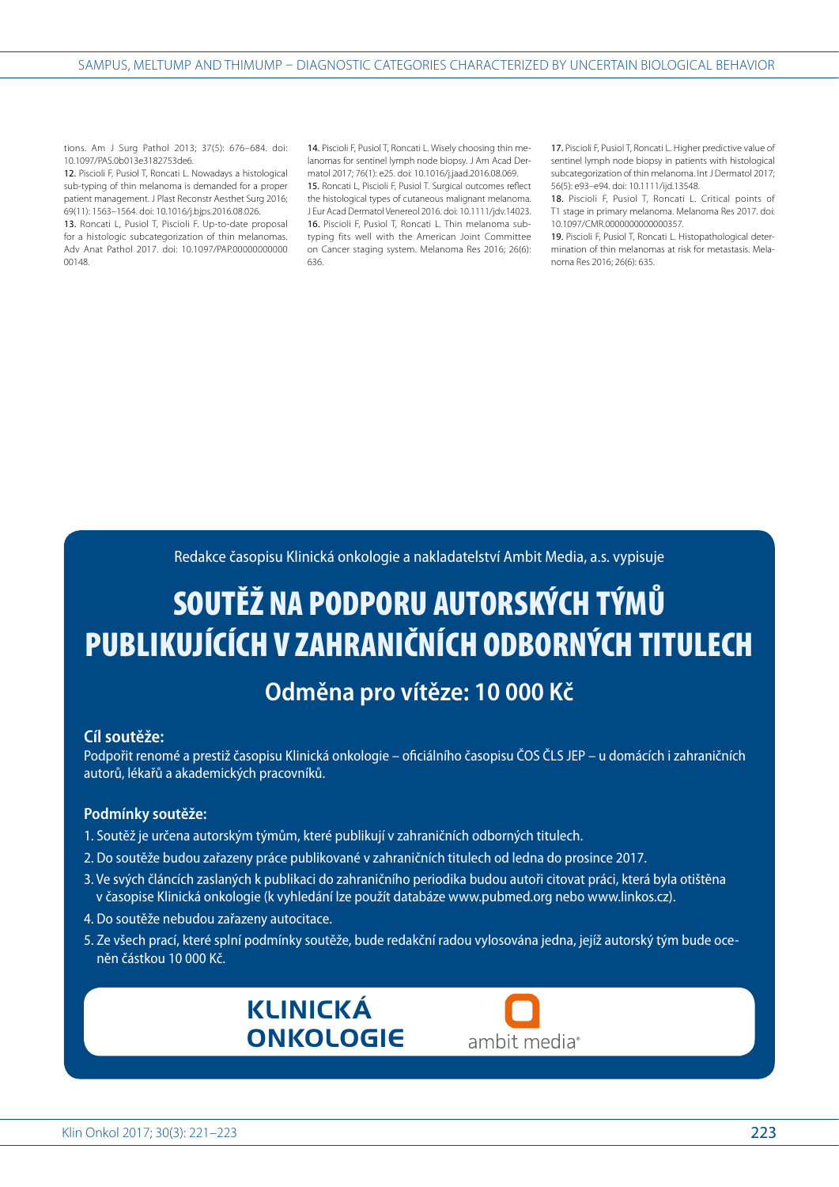tions. Am J Surg Pathol 2013; 37(5): 676–684. doi: 10.1097/PAS.0b013e3182753de6.

12. Piscioli F, Pusiol T, Roncati L. Nowadays a histological sub-typing of thin melanoma is demanded for a proper patient management. J Plast Reconstr Aesthet Surg 2016; 69(11): 1563–1564. doi: 10.1016/j.bjps.2016.08.026.

13. Roncati L, Pusiol T, Piscioli F. Up-to-date proposal for a histologic subcategorization of thin melanomas. Adv Anat Pathol 2017. doi: 10.1097/PAP.00000000000000148.

14. Piscioli F, Pusiol T, Roncati L. Wisely choosing thin melanomas for sentinel lymph node biopsy. J Am Acad Dermatol 2017; 76(1): e25. doi: 10.1016/j.jaad.2016.08.069.

15. Roncati L, Piscioli F, Pusiol T. Surgical outcomes reflect the histological types of cutaneous malignant melanoma. J Eur Acad Dermatol Venereol 2016. doi: 10.1111/jdv.14023.

16. Piscioli F, Pusiol T, Roncati L. Thin melanoma subtyping fits well with the American Joint Committee on Cancer staging system. Melanoma Res 2016; 26(6): 636.

17. Piscioli F, Pusiol T, Roncati L. Higher predictive value of sentinel lymph node biopsy in patients with histological subcategorization of thin melanoma. Int J Dermatol 2017; 56(5): e93–e94. doi: 10.1111/ijd.13548.

18. Piscioli F, Pusiol T, Roncati L. Critical points of T1 stage in primary melanoma. Melanoma Res 2017. doi: 10.1097/CMR.0000000000000357.

19. Piscioli F, Pusiol T, Roncati L. Histopathological determination of thin melanomas at risk for metastasis. Melanoma Res 2016; 26(6): 635.

Redakce časopisu Klinická onkologie a nakladatelství Ambit Media, a.s. vypisuje

# SOUTĚŽ NA PODPORU AUTORSKÝCH TÝMŮ PUBLIKUJÍCÍCH V ZAHRANIČNÍCH ODBORNÝCH TITULECH

## Odměna pro vítěze: 10 000 Kč

**Cíl soutěže:**

Podpořit renomé a prestiž časopisu Klinická onkologie – oficiálního časopisu ČOS ČLS JEP – u domácích i zahraničních autorů, lékařů a akademických pracovníků.

**Podmínky soutěže:**

1. Soutěž je určena autorským týmům, které publikují v zahraničních odborných titulech.
2. Do soutěže budou zařazeny práce publikované v zahraničních titulech od ledna do prosince 2017.
3. Ve svých článcích zaslaných k publikaci do zahraničního periodika budou autoři citovat práci, která byla otištěna v časopise Klinická onkologie (k vyhledání lze použít databáze www.pubmed.org nebo www.linkos.cz).
4. Do soutěže nebudou zařazeny autocitace.
5. Ze všech prací, které splní podmínky soutěže, bude redakční radou vylosována jedna, jejíž autorský tým bude oceněn částkou 10 000 Kč.

KLINICKÁ ONKOLOGIE

ambit media®